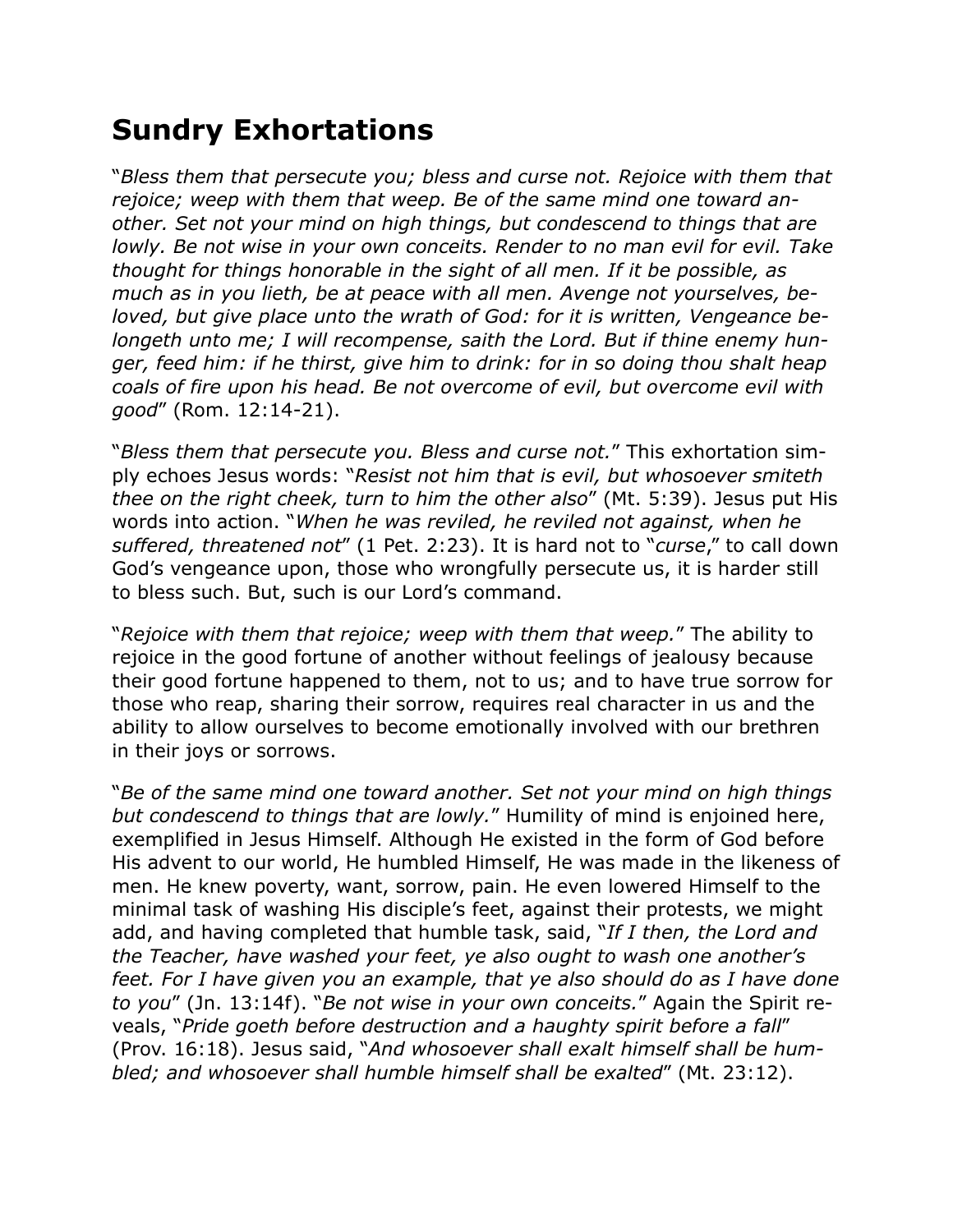# Sundry Exhortations

"*Bless them that persecute you; bless and curse not. Rejoice with them that rejoice; weep with them that weep. Be of the same mind one toward another. Set not your mind on high things, but condescend to things that are lowly. Be not wise in your own conceits. Render to no man evil for evil. Take thought for things honorable in the sight of all men. If it be possible, as much as in you lieth, be at peace with all men. Avenge not yourselves, beloved, but give place unto the wrath of God: for it is written, Vengeance belongeth unto me; I will recompense, saith the Lord. But if thine enemy hunger, feed him: if he thirst, give him to drink: for in so doing thou shalt heap coals of fire upon his head. Be not overcome of evil, but overcome evil with good*" (Rom. 12:14-21).

"*Bless them that persecute you. Bless and curse not.*" This exhortation simply echoes Jesus words: "*Resist not him that is evil, but whosoever smiteth thee on the right cheek, turn to him the other also*" (Mt. 5:39). Jesus put His words into action. "*When he was reviled, he reviled not against, when he suffered, threatened not*" (1 Pet. 2:23). It is hard not to "*curse*," to call down God's vengeance upon, those who wrongfully persecute us, it is harder still to bless such. But, such is our Lord's command.

"*Rejoice with them that rejoice; weep with them that weep.*" The ability to rejoice in the good fortune of another without feelings of jealousy because their good fortune happened to them, not to us; and to have true sorrow for those who reap, sharing their sorrow, requires real character in us and the ability to allow ourselves to become emotionally involved with our brethren in their joys or sorrows.

"*Be of the same mind one toward another. Set not your mind on high things but condescend to things that are lowly.*" Humility of mind is enjoined here, exemplified in Jesus Himself. Although He existed in the form of God before His advent to our world, He humbled Himself, He was made in the likeness of men. He knew poverty, want, sorrow, pain. He even lowered Himself to the minimal task of washing His disciple's feet, against their protests, we might add, and having completed that humble task, said, "*If I then, the Lord and the Teacher, have washed your feet, ye also ought to wash one another's feet. For I have given you an example, that ye also should do as I have done to you*" (Jn. 13:14f). "*Be not wise in your own conceits.*" Again the Spirit reveals, "*Pride goeth before destruction and a haughty spirit before a fall*" (Prov. 16:18). Jesus said, "*And whosoever shall exalt himself shall be humbled; and whosoever shall humble himself shall be exalted*" (Mt. 23:12).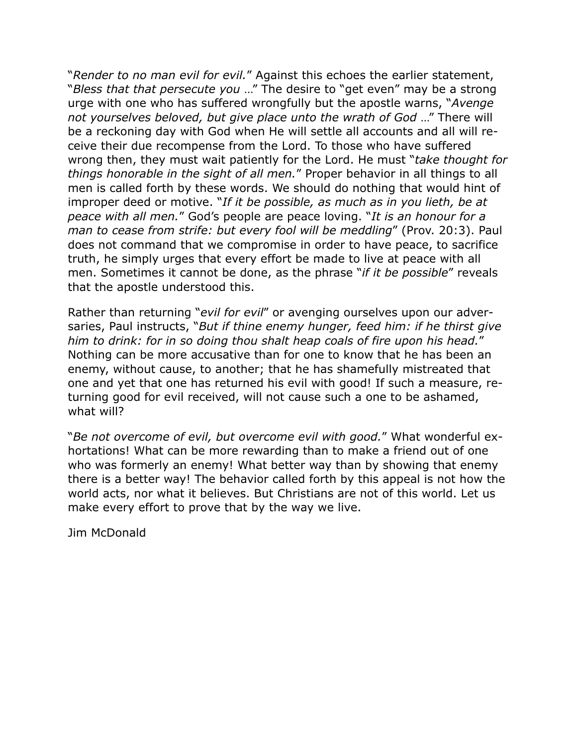"*Render to no man evil for evil.*" Against this echoes the earlier statement, "*Bless that that persecute you* …" The desire to "get even" may be a strong urge with one who has suffered wrongfully but the apostle warns, "*Avenge not yourselves beloved, but give place unto the wrath of God* …" There will be a reckoning day with God when He will settle all accounts and all will receive their due recompense from the Lord. To those who have suffered wrong then, they must wait patiently for the Lord. He must "*take thought for things honorable in the sight of all men.*" Proper behavior in all things to all men is called forth by these words. We should do nothing that would hint of improper deed or motive. "*If it be possible, as much as in you lieth, be at peace with all men.*" God's people are peace loving. "*It is an honour for a man to cease from strife: but every fool will be meddling*" (Prov. 20:3). Paul does not command that we compromise in order to have peace, to sacrifice truth, he simply urges that every effort be made to live at peace with all men. Sometimes it cannot be done, as the phrase "*if it be possible*" reveals that the apostle understood this.

Rather than returning "*evil for evil*" or avenging ourselves upon our adversaries, Paul instructs, "*But if thine enemy hunger, feed him: if he thirst give him to drink: for in so doing thou shalt heap coals of fire upon his head.*" Nothing can be more accusative than for one to know that he has been an enemy, without cause, to another; that he has shamefully mistreated that one and yet that one has returned his evil with good! If such a measure, returning good for evil received, will not cause such a one to be ashamed, what will?

"*Be not overcome of evil, but overcome evil with good.*" What wonderful exhortations! What can be more rewarding than to make a friend out of one who was formerly an enemy! What better way than by showing that enemy there is a better way! The behavior called forth by this appeal is not how the world acts, nor what it believes. But Christians are not of this world. Let us make every effort to prove that by the way we live.

Jim McDonald